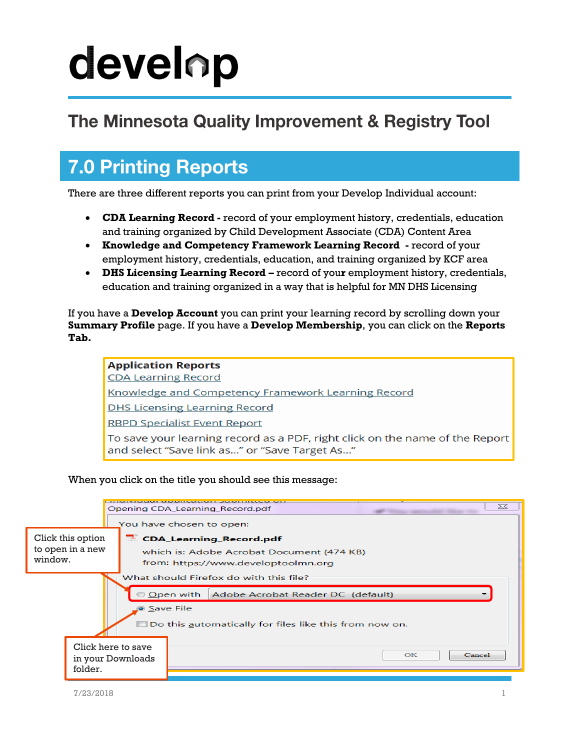# develop

## The Minnesota Quality Improvement & Registry Tool

# 7.0 Printing Reports

There are three different reports you can print from your Develop Individual account:

- **CDA Learning Record -** record of your employment history, credentials, education and training organized by Child Development Associate (CDA) Content Area
- **Knowledge and Competency Framework Learning Record -** record of your employment history, credentials, education, and training organized by KCF area
- **DHS Licensing Learning Record –** record of your employment history, credentials, education and training organized in a way that is helpful for MN DHS Licensing

If you have a **Develop Account** you can print your learning record by scrolling down your **Summary Profile** page. If you have a **Develop Membership**, you can click on the **Reports Tab.**

**Application Reports**
CDA Learning Record
Knowledge and Competency Framework Learning Record
DHS Licensing Learning Record
RBPD Specialist Event Report
To save your learning record as a PDF, right click on the name of the Report and select "Save link as..." or "Save Target As..."

When you click on the title you should see this message:

Opening CDA_Learning_Record.pdf

You have chosen to open:

**CDA_Learning_Record.pdf**

which is: Adobe Acrobat Document (474 KB)
from: https://www.developtoolmn.org

What should Firefox do with this file?

- Open with Adobe Acrobat Reader DC (default)
- Save File
- Do this automatically for files like this from now on.

OK Cancel

Click this option to open in a new window.

Click here to save in your Downloads folder.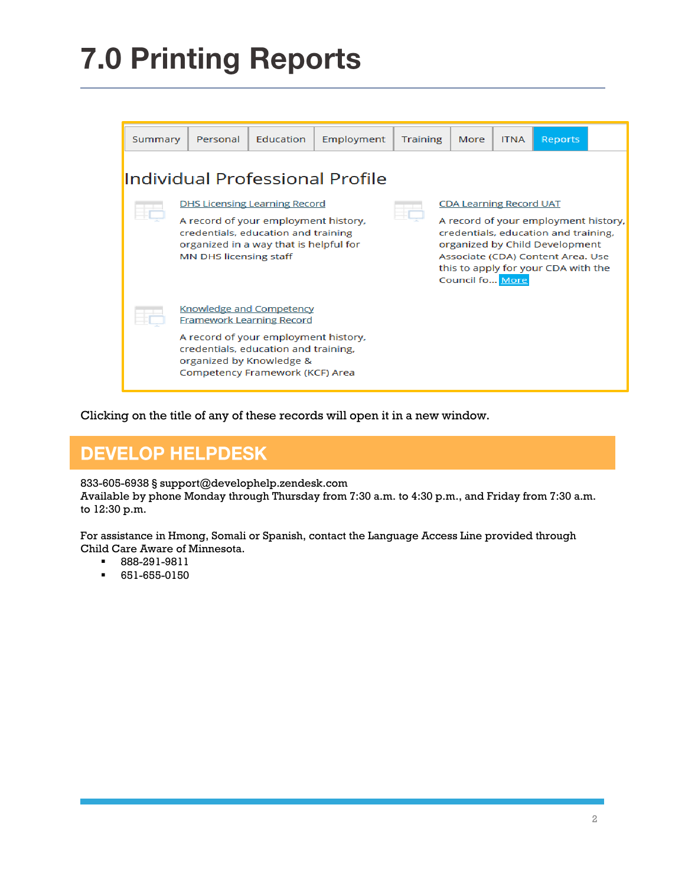# 7.0 Printing Reports

Summary | Personal | Education | Employment | Training | More | ITNA | Reports

Individual Professional Profile

DHS Licensing Learning Record

A record of your employment history, credentials, education and training organized in a way that is helpful for MN DHS licensing staff

CDA Learning Record UAT

A record of your employment history, credentials, education and training, organized by Child Development Associate (CDA) Content Area. Use this to apply for your CDA with the Council fo... More

Knowledge and Competency Framework Learning Record

A record of your employment history, credentials, education and training, organized by Knowledge & Competency Framework (KCF) Area

Clicking on the title of any of these records will open it in a new window.

## DEVELOP HELPDESK

833-605-6938 § support@develophelp.zendesk.com
Available by phone Monday through Thursday from 7:30 a.m. to 4:30 p.m., and Friday from 7:30 a.m. to 12:30 p.m.

For assistance in Hmong, Somali or Spanish, contact the Language Access Line provided through Child Care Aware of Minnesota.

- 888-291-9811
- 651-655-0150